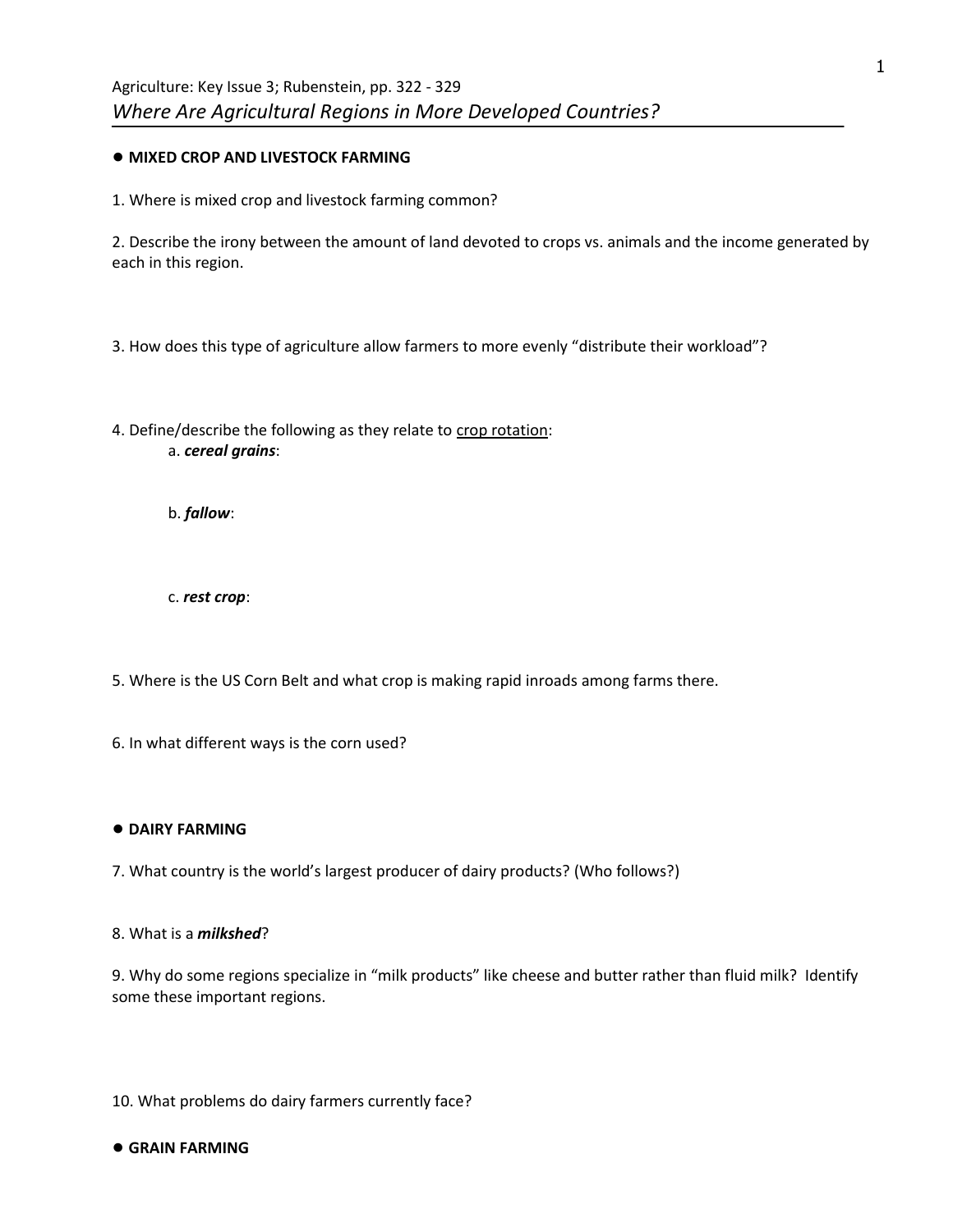Agriculture: Key Issue 3; Rubenstein, pp. 322 - 329

# *Where Are Agricultural Regions in More Developed Countries?*

## ● MIXED CROP AND LIVESTOCK FARMING

1. Where is mixed crop and livestock farming common?

2. Describe the irony between the amount of land devoted to crops vs. animals and the income generated by each in this region.

3. How does this type of agriculture allow farmers to more evenly "distribute their workload"?

4. Define/describe the following as they relate to crop rotation:

   a. ***cereal grains***:

   b. ***fallow***:

   c. ***rest crop***:

5. Where is the US Corn Belt and what crop is making rapid inroads among farms there.

6. In what different ways is the corn used?

## ● DAIRY FARMING

7. What country is the world's largest producer of dairy products? (Who follows?)

8. What is a ***milkshed***?

9. Why do some regions specialize in "milk products" like cheese and butter rather than fluid milk? Identify some these important regions.

10. What problems do dairy farmers currently face?

## ● GRAIN FARMING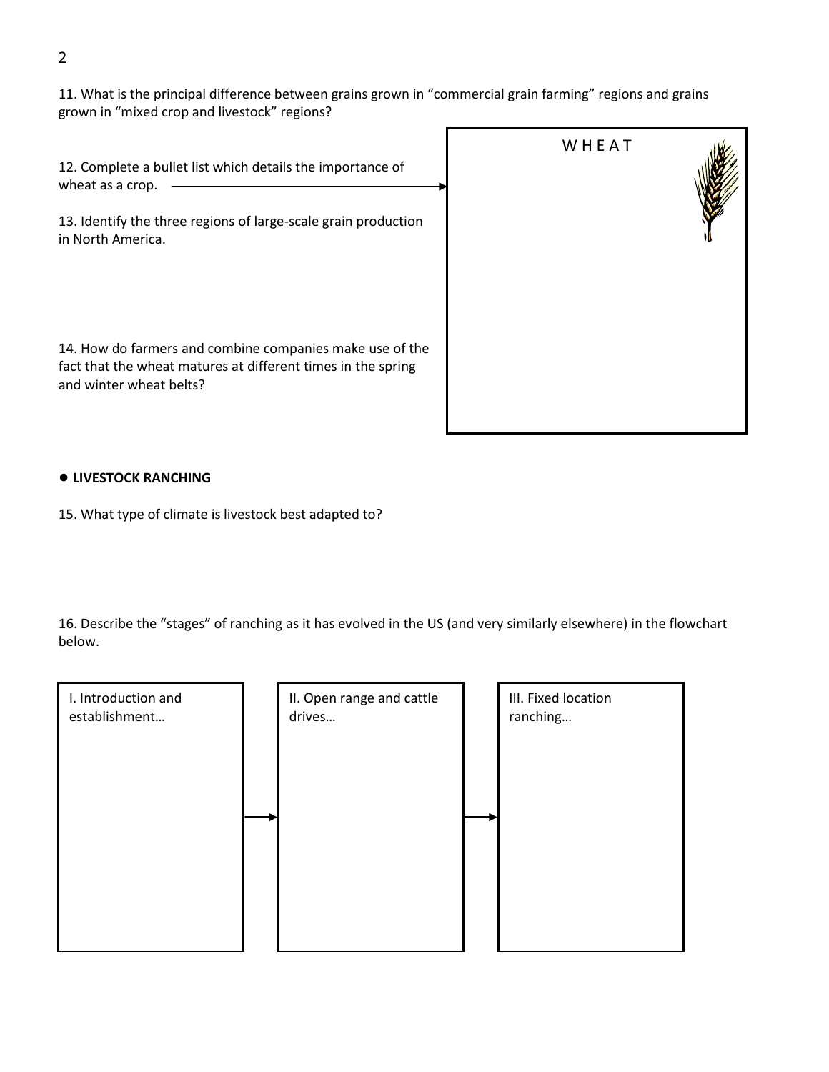11. What is the principal difference between grains grown in “commercial grain farming” regions and grains grown in “mixed crop and livestock” regions?

12. Complete a bullet list which details the importance of wheat as a crop.

13. Identify the three regions of large-scale grain production in North America.

14. How do farmers and combine companies make use of the fact that the wheat matures at different times in the spring and winter wheat belts?

WHEAT

- **LIVESTOCK RANCHING**

15. What type of climate is livestock best adapted to?

16. Describe the “stages” of ranching as it has evolved in the US (and very similarly elsewhere) in the flowchart below.

| I. Introduction and establishment… | II. Open range and cattle drives… | III. Fixed location ranching… |
| --- | --- | --- |
| | | |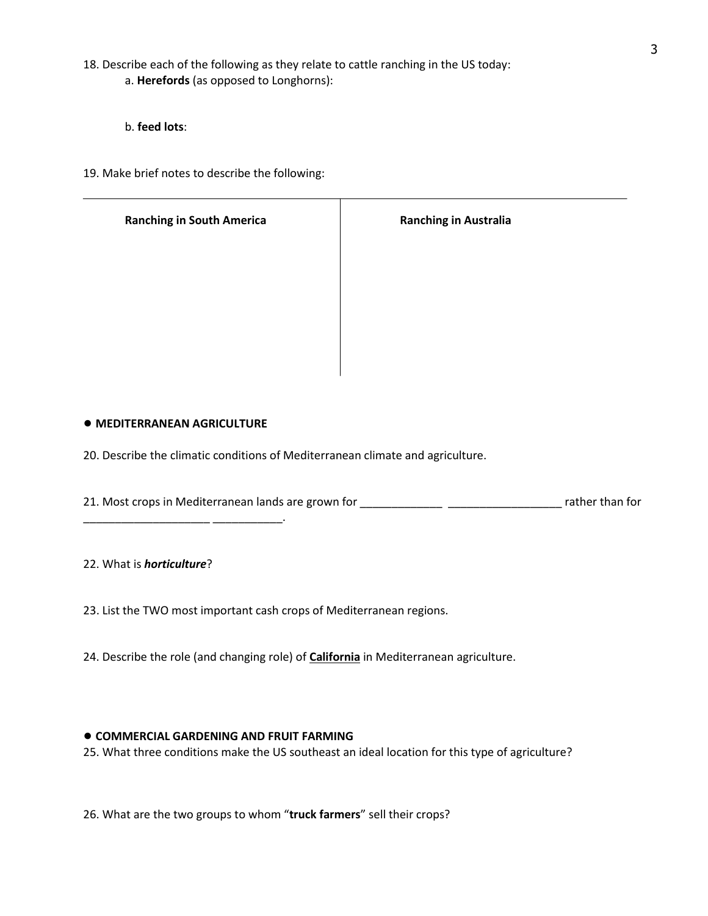18. Describe each of the following as they relate to cattle ranching in the US today:

  a. **Herefords** (as opposed to Longhorns):

  b. **feed lots**:

19. Make brief notes to describe the following:

| **Ranching in South America** | **Ranching in Australia** |
|---|---|
| | |

**● MEDITERRANEAN AGRICULTURE**

20. Describe the climatic conditions of Mediterranean climate and agriculture.

21. Most crops in Mediterranean lands are grown for _____________ __________________ rather than for ____________________ ___________.

22. What is ***horticulture***?

23. List the TWO most important cash crops of Mediterranean regions.

24. Describe the role (and changing role) of **California** in Mediterranean agriculture.

**● COMMERCIAL GARDENING AND FRUIT FARMING**

25. What three conditions make the US southeast an ideal location for this type of agriculture?

26. What are the two groups to whom "**truck farmers**" sell their crops?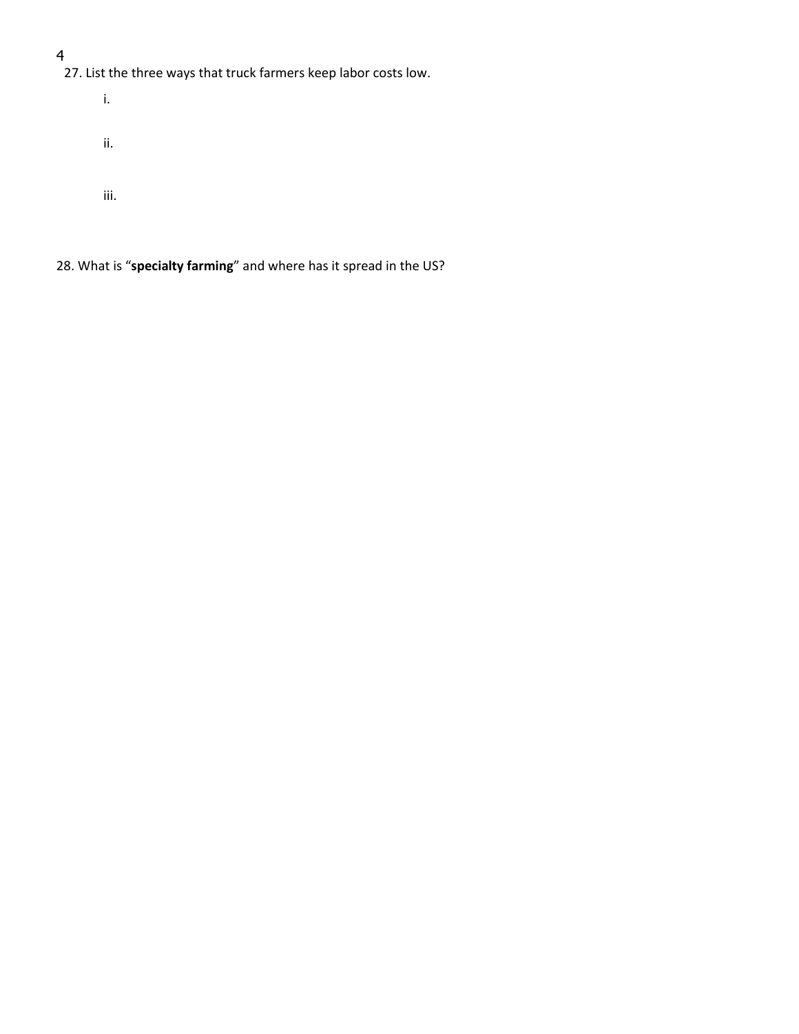27. List the three ways that truck farmers keep labor costs low.

    i.

    ii.

    iii.

28. What is “**specialty farming**” and where has it spread in the US?